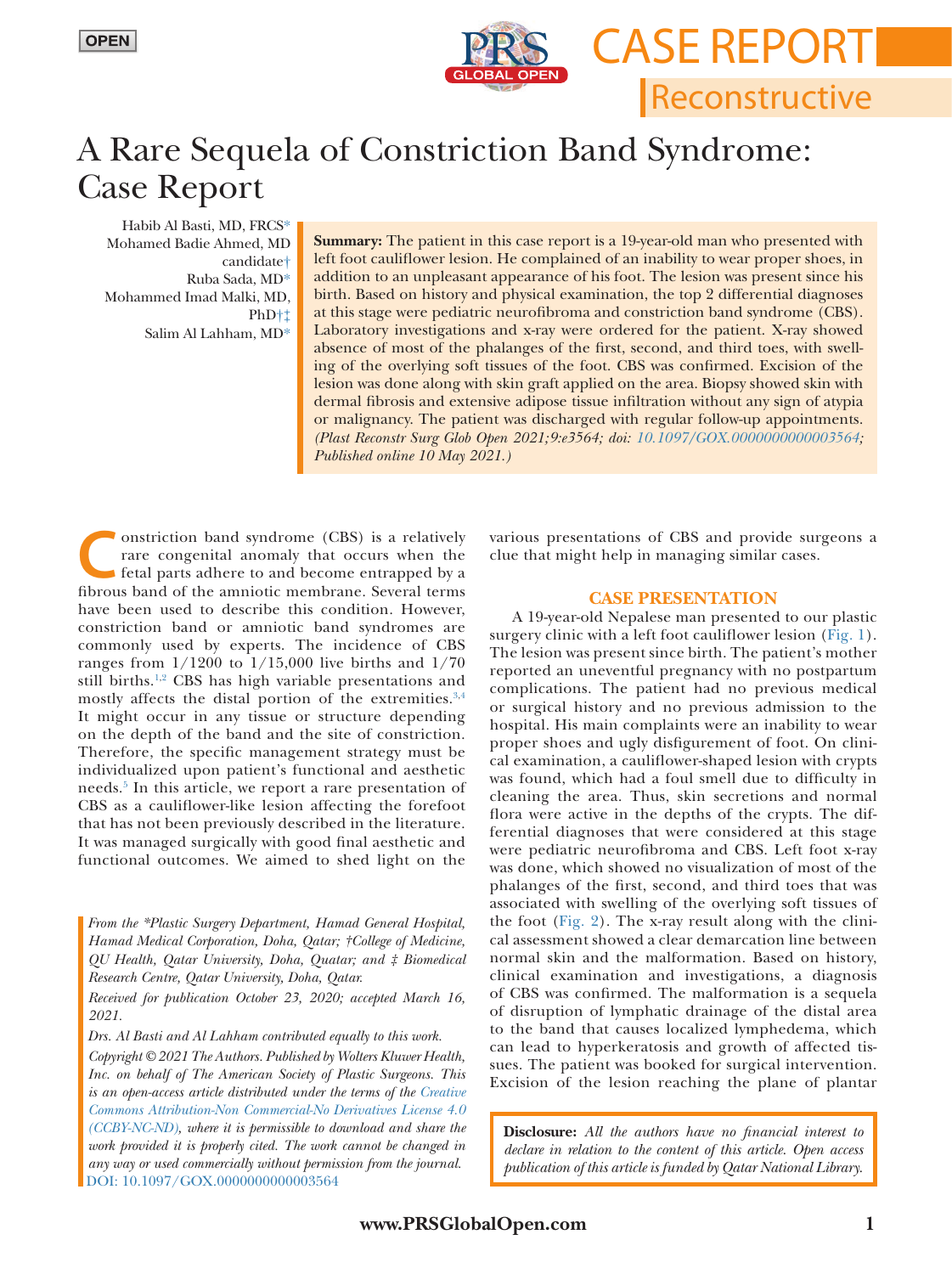OPEN

CASE REPORT

Reconstructive

# A Rare Sequela of Constriction Band Syndrome: Case Report

Habib Al Basti, MD, FRCS*
Mohamed Badie Ahmed, MD candidate†
Ruba Sada, MD*
Mohammed Imad Malki, MD, PhD†‡
Salim Al Lahham, MD*

**Summary:** The patient in this case report is a 19-year-old man who presented with left foot cauliflower lesion. He complained of an inability to wear proper shoes, in addition to an unpleasant appearance of his foot. The lesion was present since his birth. Based on history and physical examination, the top 2 differential diagnoses at this stage were pediatric neurofibroma and constriction band syndrome (CBS). Laboratory investigations and x-ray were ordered for the patient. X-ray showed absence of most of the phalanges of the first, second, and third toes, with swelling of the overlying soft tissues of the foot. CBS was confirmed. Excision of the lesion was done along with skin graft applied on the area. Biopsy showed skin with dermal fibrosis and extensive adipose tissue infiltration without any sign of atypia or malignancy. The patient was discharged with regular follow-up appointments. *(Plast Reconstr Surg Glob Open 2021;9:e3564; doi: 10.1097/GOX.0000000000003564; Published online 10 May 2021.)*

Constriction band syndrome (CBS) is a relatively rare congenital anomaly that occurs when the fetal parts adhere to and become entrapped by a fibrous band of the amniotic membrane. Several terms have been used to describe this condition. However, constriction band or amniotic band syndromes are commonly used by experts. The incidence of CBS ranges from 1/1200 to 1/15,000 live births and 1/70 still births.[1,2] CBS has high variable presentations and mostly affects the distal portion of the extremities.[3,4] It might occur in any tissue or structure depending on the depth of the band and the site of constriction. Therefore, the specific management strategy must be individualized upon patient's functional and aesthetic needs.[5] In this article, we report a rare presentation of CBS as a cauliflower-like lesion affecting the forefoot that has not been previously described in the literature. It was managed surgically with good final aesthetic and functional outcomes. We aimed to shed light on the various presentations of CBS and provide surgeons a clue that might help in managing similar cases.

## CASE PRESENTATION

A 19-year-old Nepalese man presented to our plastic surgery clinic with a left foot cauliflower lesion (Fig. 1). The lesion was present since birth. The patient's mother reported an uneventful pregnancy with no postpartum complications. The patient had no previous medical or surgical history and no previous admission to the hospital. His main complaints were an inability to wear proper shoes and ugly disfigurement of foot. On clinical examination, a cauliflower-shaped lesion with crypts was found, which had a foul smell due to difficulty in cleaning the area. Thus, skin secretions and normal flora were active in the depths of the crypts. The differential diagnoses that were considered at this stage were pediatric neurofibroma and CBS. Left foot x-ray was done, which showed no visualization of most of the phalanges of the first, second, and third toes that was associated with swelling of the overlying soft tissues of the foot (Fig. 2). The x-ray result along with the clinical assessment showed a clear demarcation line between normal skin and the malformation. Based on history, clinical examination and investigations, a diagnosis of CBS was confirmed. The malformation is a sequela of disruption of lymphatic drainage of the distal area to the band that causes localized lymphedema, which can lead to hyperkeratosis and growth of affected tissues. The patient was booked for surgical intervention. Excision of the lesion reaching the plane of plantar

*From the *Plastic Surgery Department, Hamad General Hospital, Hamad Medical Corporation, Doha, Qatar; †College of Medicine, QU Health, Qatar University, Doha, Quatar; and ‡ Biomedical Research Centre, Qatar University, Doha, Qatar.*

*Received for publication October 23, 2020; accepted March 16, 2021.*

*Drs. Al Basti and Al Lahham contributed equally to this work.*

*Copyright © 2021 The Authors. Published by Wolters Kluwer Health, Inc. on behalf of The American Society of Plastic Surgeons. This is an open-access article distributed under the terms of the Creative Commons Attribution-Non Commercial-No Derivatives License 4.0 (CCBY-NC-ND), where it is permissible to download and share the work provided it is properly cited. The work cannot be changed in any way or used commercially without permission from the journal.*

DOI: 10.1097/GOX.0000000000003564

**Disclosure:** *All the authors have no financial interest to declare in relation to the content of this article. Open access publication of this article is funded by Qatar National Library.*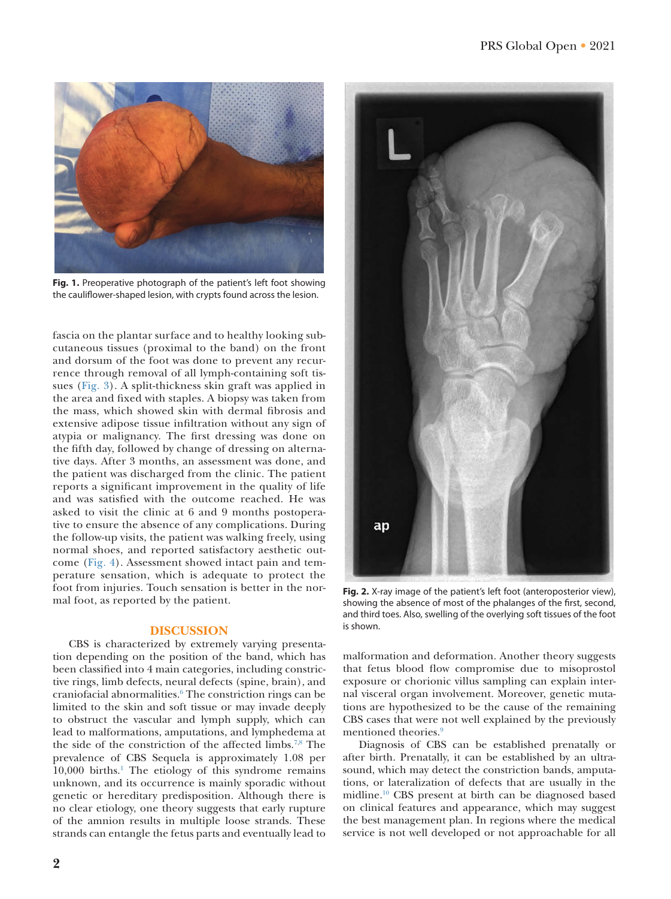Fig. 1. Preoperative photograph of the patient's left foot showing the cauliflower-shaped lesion, with crypts found across the lesion.

fascia on the plantar surface and to healthy looking subcutaneous tissues (proximal to the band) on the front and dorsum of the foot was done to prevent any recurrence through removal of all lymph-containing soft tissues (Fig. 3). A split-thickness skin graft was applied in the area and fixed with staples. A biopsy was taken from the mass, which showed skin with dermal fibrosis and extensive adipose tissue infiltration without any sign of atypia or malignancy. The first dressing was done on the fifth day, followed by change of dressing on alternative days. After 3 months, an assessment was done, and the patient was discharged from the clinic. The patient reports a significant improvement in the quality of life and was satisfied with the outcome reached. He was asked to visit the clinic at 6 and 9 months postoperative to ensure the absence of any complications. During the follow-up visits, the patient was walking freely, using normal shoes, and reported satisfactory aesthetic outcome (Fig. 4). Assessment showed intact pain and temperature sensation, which is adequate to protect the foot from injuries. Touch sensation is better in the normal foot, as reported by the patient.

Fig. 2. X-ray image of the patient's left foot (anteroposterior view), showing the absence of most of the phalanges of the first, second, and third toes. Also, swelling of the overlying soft tissues of the foot is shown.

## DISCUSSION

CBS is characterized by extremely varying presentation depending on the position of the band, which has been classified into 4 main categories, including constrictive rings, limb defects, neural defects (spine, brain), and craniofacial abnormalities.[6] The constriction rings can be limited to the skin and soft tissue or may invade deeply to obstruct the vascular and lymph supply, which can lead to malformations, amputations, and lymphedema at the side of the constriction of the affected limbs.[7,8] The prevalence of CBS Sequela is approximately 1.08 per 10,000 births.[1] The etiology of this syndrome remains unknown, and its occurrence is mainly sporadic without genetic or hereditary predisposition. Although there is no clear etiology, one theory suggests that early rupture of the amnion results in multiple loose strands. These strands can entangle the fetus parts and eventually lead to malformation and deformation. Another theory suggests that fetus blood flow compromise due to misoprostol exposure or chorionic villus sampling can explain internal visceral organ involvement. Moreover, genetic mutations are hypothesized to be the cause of the remaining CBS cases that were not well explained by the previously mentioned theories.[9]

Diagnosis of CBS can be established prenatally or after birth. Prenatally, it can be established by an ultrasound, which may detect the constriction bands, amputations, or lateralization of defects that are usually in the midline.[10] CBS present at birth can be diagnosed based on clinical features and appearance, which may suggest the best management plan. In regions where the medical service is not well developed or not approachable for all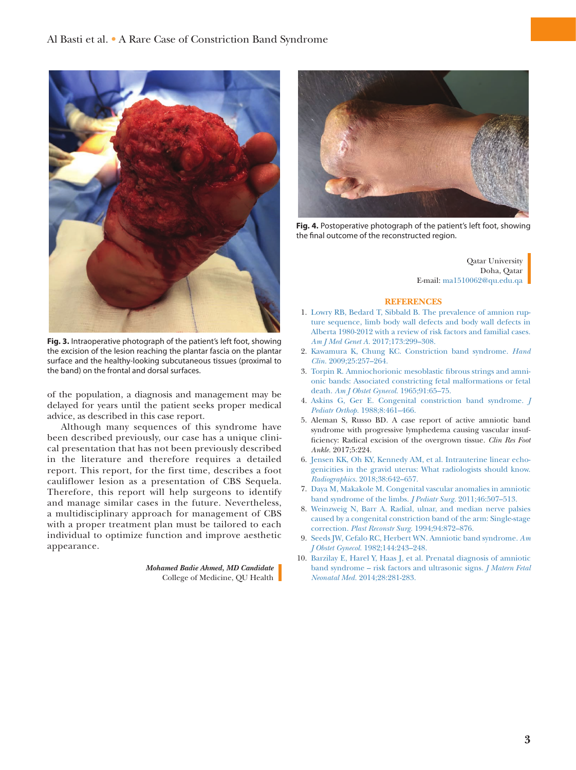Fig. 3. Intraoperative photograph of the patient's left foot, showing the excision of the lesion reaching the plantar fascia on the plantar surface and the healthy-looking subcutaneous tissues (proximal to the band) on the frontal and dorsal surfaces.

Fig. 4. Postoperative photograph of the patient's left foot, showing the final outcome of the reconstructed region.

of the population, a diagnosis and management may be delayed for years until the patient seeks proper medical advice, as described in this case report.

Although many sequences of this syndrome have been described previously, our case has a unique clinical presentation that has not been previously described in the literature and therefore requires a detailed report. This report, for the first time, describes a foot cauliflower lesion as a presentation of CBS Sequela. Therefore, this report will help surgeons to identify and manage similar cases in the future. Nevertheless, a multidisciplinary approach for management of CBS with a proper treatment plan must be tailored to each individual to optimize function and improve aesthetic appearance.

***Mohamed Badie Ahmed, MD Candidate***
College of Medicine, QU Health
Qatar University
Doha, Qatar
E-mail: ma1510062@qu.edu.qa

## REFERENCES

1. Lowry RB, Bedard T, Sibbald B. The prevalence of amnion rupture sequence, limb body wall defects and body wall defects in Alberta 1980-2012 with a review of risk factors and familial cases. *Am J Med Genet A.* 2017;173:299–308.
2. Kawamura K, Chung KC. Constriction band syndrome. *Hand Clin.* 2009;25:257–264.
3. Torpin R. Amniochorionic mesoblastic fibrous strings and amnionic bands: Associated constricting fetal malformations or fetal death. *Am J Obstet Gynecol.* 1965;91:65–75.
4. Askins G, Ger E. Congenital constriction band syndrome. *J Pediatr Orthop.* 1988;8:461–466.
5. Aleman S, Russo BD. A case report of active amniotic band syndrome with progressive lymphedema causing vascular insufficiency: Radical excision of the overgrown tissue. *Clin Res Foot Ankle.* 2017;5:224.
6. Jensen KK, Oh KY, Kennedy AM, et al. Intrauterine linear echogenicities in the gravid uterus: What radiologists should know. *Radiographics.* 2018;38:642–657.
7. Daya M, Makakole M. Congenital vascular anomalies in amniotic band syndrome of the limbs. *J Pediatr Surg.* 2011;46:507–513.
8. Weinzweig N, Barr A. Radial, ulnar, and median nerve palsies caused by a congenital constriction band of the arm: Single-stage correction. *Plast Reconstr Surg.* 1994;94:872–876.
9. Seeds JW, Cefalo RC, Herbert WN. Amniotic band syndrome. *Am J Obstet Gynecol.* 1982;144:243–248.
10. Barzilay E, Harel Y, Haas J, et al. Prenatal diagnosis of amniotic band syndrome – risk factors and ultrasonic signs. *J Matern Fetal Neonatal Med.* 2014;28:281-283.